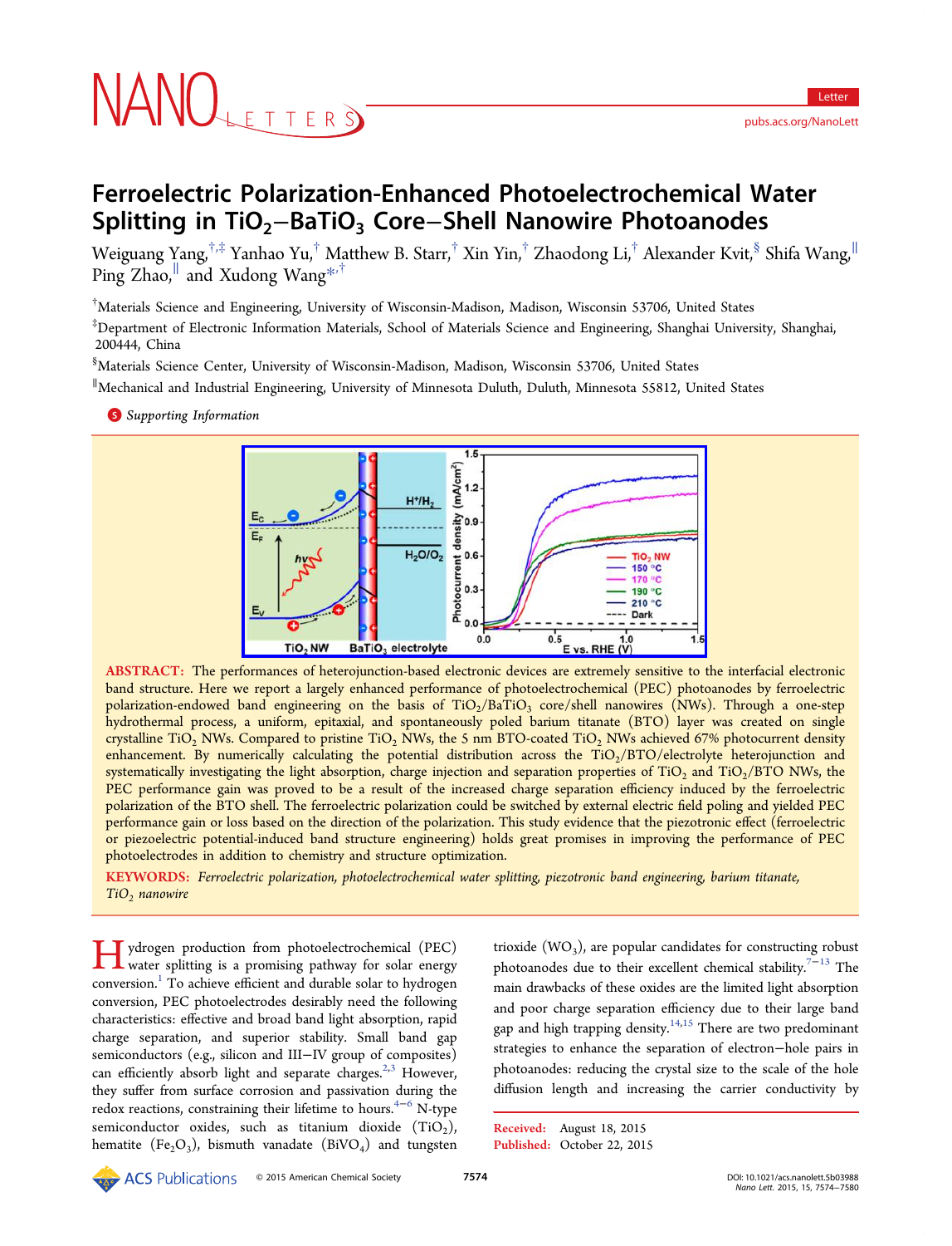# Ferroelectric Polarization-Enhanced Photoelectrochemical Water Splitting in $TiO_2$–$BaTiO_3$ Core–Shell Nanowire Photoanodes

Weiguang Yang,[†,‡] Yanhao Yu,[†] Matthew B. Starr,[†] Xin Yin,[†] Zhaodong Li,[†] Alexander Kvit,[§] Shifa Wang,[∥] Ping Zhao,[∥] and Xudong Wang[*,†]

[†]Materials Science and Engineering, University of Wisconsin-Madison, Madison, Wisconsin 53706, United States

[‡]Department of Electronic Information Materials, School of Materials Science and Engineering, Shanghai University, Shanghai, 200444, China

[§]Materials Science Center, University of Wisconsin-Madison, Madison, Wisconsin 53706, United States

[∥]Mechanical and Industrial Engineering, University of Minnesota Duluth, Duluth, Minnesota 55812, United States

Supporting Information

**ABSTRACT:** The performances of heterojunction-based electronic devices are extremely sensitive to the interfacial electronic band structure. Here we report a largely enhanced performance of photoelectrochemical (PEC) photoanodes by ferroelectric polarization-endowed band engineering on the basis of $TiO_2$/$BaTiO_3$ core/shell nanowires (NWs). Through a one-step hydrothermal process, a uniform, epitaxial, and spontaneously poled barium titanate (BTO) layer was created on single crystalline $TiO_2$ NWs. Compared to pristine $TiO_2$ NWs, the 5 nm BTO-coated $TiO_2$ NWs achieved 67% photocurrent density enhancement. By numerically calculating the potential distribution across the $TiO_2$/BTO/electrolyte heterojunction and systematically investigating the light absorption, charge injection and separation properties of $TiO_2$ and $TiO_2$/BTO NWs, the PEC performance gain was proved to be a result of the increased charge separation efficiency induced by the ferroelectric polarization of the BTO shell. The ferroelectric polarization could be switched by external electric field poling and yielded PEC performance gain or loss based on the direction of the polarization. This study evidence that the piezotronic effect (ferroelectric or piezoelectric potential-induced band structure engineering) holds great promises in improving the performance of PEC photoelectrodes in addition to chemistry and structure optimization.

**KEYWORDS:** *Ferroelectric polarization, photoelectrochemical water splitting, piezotronic band engineering, barium titanate, $TiO_2$ nanowire*

Hydrogen production from photoelectrochemical (PEC) water splitting is a promising pathway for solar energy conversion.[1] To achieve efficient and durable solar to hydrogen conversion, PEC photoelectrodes desirably need the following characteristics: effective and broad band light absorption, rapid charge separation, and superior stability. Small band gap semiconductors (e.g., silicon and III–V group of composites) can efficiently absorb light and separate charges.[2,3] However, they suffer from surface corrosion and passivation during the redox reactions, constraining their lifetime to hours.[4−6] N-type semiconductor oxides, such as titanium dioxide ($TiO_2$), hematite ($Fe_2O_3$), bismuth vanadate ($BiVO_4$) and tungsten trioxide ($WO_3$), are popular candidates for constructing robust photoanodes due to their excellent chemical stability.[7−13] The main drawbacks of these oxides are the limited light absorption and poor charge separation efficiency due to their large band gap and high trapping density.[14,15] There are two predominant strategies to enhance the separation of electron–hole pairs in photoanodes: reducing the crystal size to the scale of the hole diffusion length and increasing the carrier conductivity by

Received: August 18, 2015
Published: October 22, 2015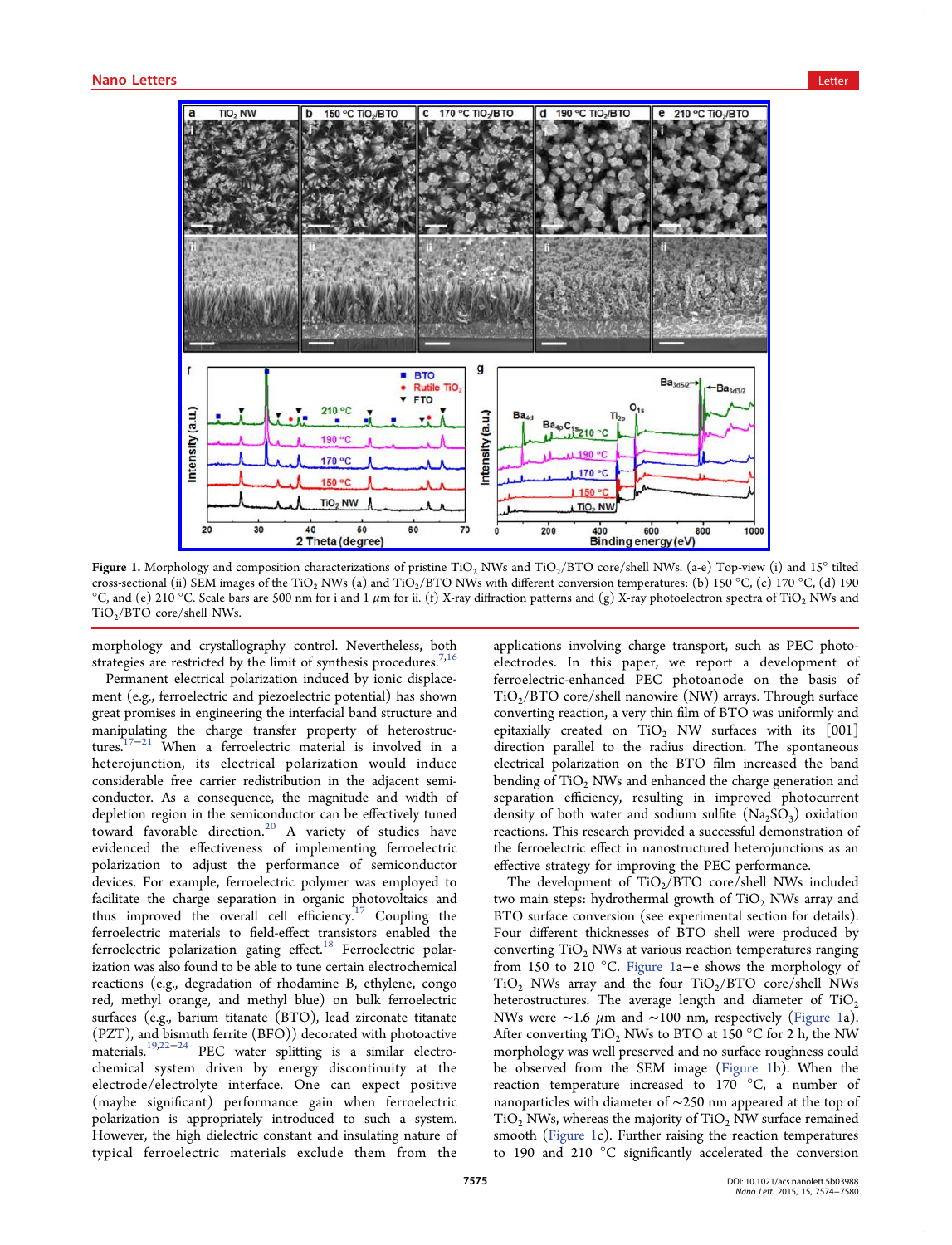**Figure 1.** Morphology and composition characterizations of pristine $TiO_2$ NWs and $TiO_2$/BTO core/shell NWs. (a-e) Top-view (i) and 15° tilted cross-sectional (ii) SEM images of the $TiO_2$ NWs (a) and $TiO_2$/BTO NWs with different conversion temperatures: (b) 150 °C, (c) 170 °C, (d) 190 °C, and (e) 210 °C. Scale bars are 500 nm for i and 1 μm for ii. (f) X-ray diffraction patterns and (g) X-ray photoelectron spectra of $TiO_2$ NWs and $TiO_2$/BTO core/shell NWs.

morphology and crystallography control. Nevertheless, both strategies are restricted by the limit of synthesis procedures.[7,16]

Permanent electrical polarization induced by ionic displacement (e.g., ferroelectric and piezoelectric potential) has shown great promises in engineering the interfacial band structure and manipulating the charge transfer property of heterostructures.[17−21] When a ferroelectric material is involved in a heterojunction, its electrical polarization would induce considerable free carrier redistribution in the adjacent semiconductor. As a consequence, the magnitude and width of depletion region in the semiconductor can be effectively tuned toward favorable direction.[20] A variety of studies have evidenced the effectiveness of implementing ferroelectric polarization to adjust the performance of semiconductor devices. For example, ferroelectric polymer was employed to facilitate the charge separation in organic photovoltaics and thus improved the overall cell efficiency.[17] Coupling the ferroelectric materials to field-effect transistors enabled the ferroelectric polarization gating effect.[18] Ferroelectric polarization was also found to be able to tune certain electrochemical reactions (e.g., degradation of rhodamine B, ethylene, congo red, methyl orange, and methyl blue) on bulk ferroelectric surfaces (e.g., barium titanate (BTO), lead zirconate titanate (PZT), and bismuth ferrite (BFO)) decorated with photoactive materials.[19,22−24] PEC water splitting is a similar electrochemical system driven by energy discontinuity at the electrode/electrolyte interface. One can expect positive (maybe significant) performance gain when ferroelectric polarization is appropriately introduced to such a system. However, the high dielectric constant and insulating nature of typical ferroelectric materials exclude them from the applications involving charge transport, such as PEC photoelectrodes. In this paper, we report a development of ferroelectric-enhanced PEC photoanode on the basis of $TiO_2$/BTO core/shell nanowire (NW) arrays. Through surface converting reaction, a very thin film of BTO was uniformly and epitaxially created on $TiO_2$ NW surfaces with its [001] direction parallel to the radius direction. The spontaneous electrical polarization on the BTO film increased the band bending of $TiO_2$ NWs and enhanced the charge generation and separation efficiency, resulting in improved photocurrent density of both water and sodium sulfite ($Na_2SO_3$) oxidation reactions. This research provided a successful demonstration of the ferroelectric effect in nanostructured heterojunctions as an effective strategy for improving the PEC performance.

The development of $TiO_2$/BTO core/shell NWs included two main steps: hydrothermal growth of $TiO_2$ NWs array and BTO surface conversion (see experimental section for details). Four different thicknesses of BTO shell were produced by converting $TiO_2$ NWs at various reaction temperatures ranging from 150 to 210 °C. Figure 1a−e shows the morphology of $TiO_2$ NWs array and the four $TiO_2$/BTO core/shell NWs heterostructures. The average length and diameter of $TiO_2$ NWs were ∼1.6 μm and ∼100 nm, respectively (Figure 1a). After converting $TiO_2$ NWs to BTO at 150 °C for 2 h, the NW morphology was well preserved and no surface roughness could be observed from the SEM image (Figure 1b). When the reaction temperature increased to 170 °C, a number of nanoparticles with diameter of ∼250 nm appeared at the top of $TiO_2$ NWs, whereas the majority of $TiO_2$ NW surface remained smooth (Figure 1c). Further raising the reaction temperatures to 190 and 210 °C significantly accelerated the conversion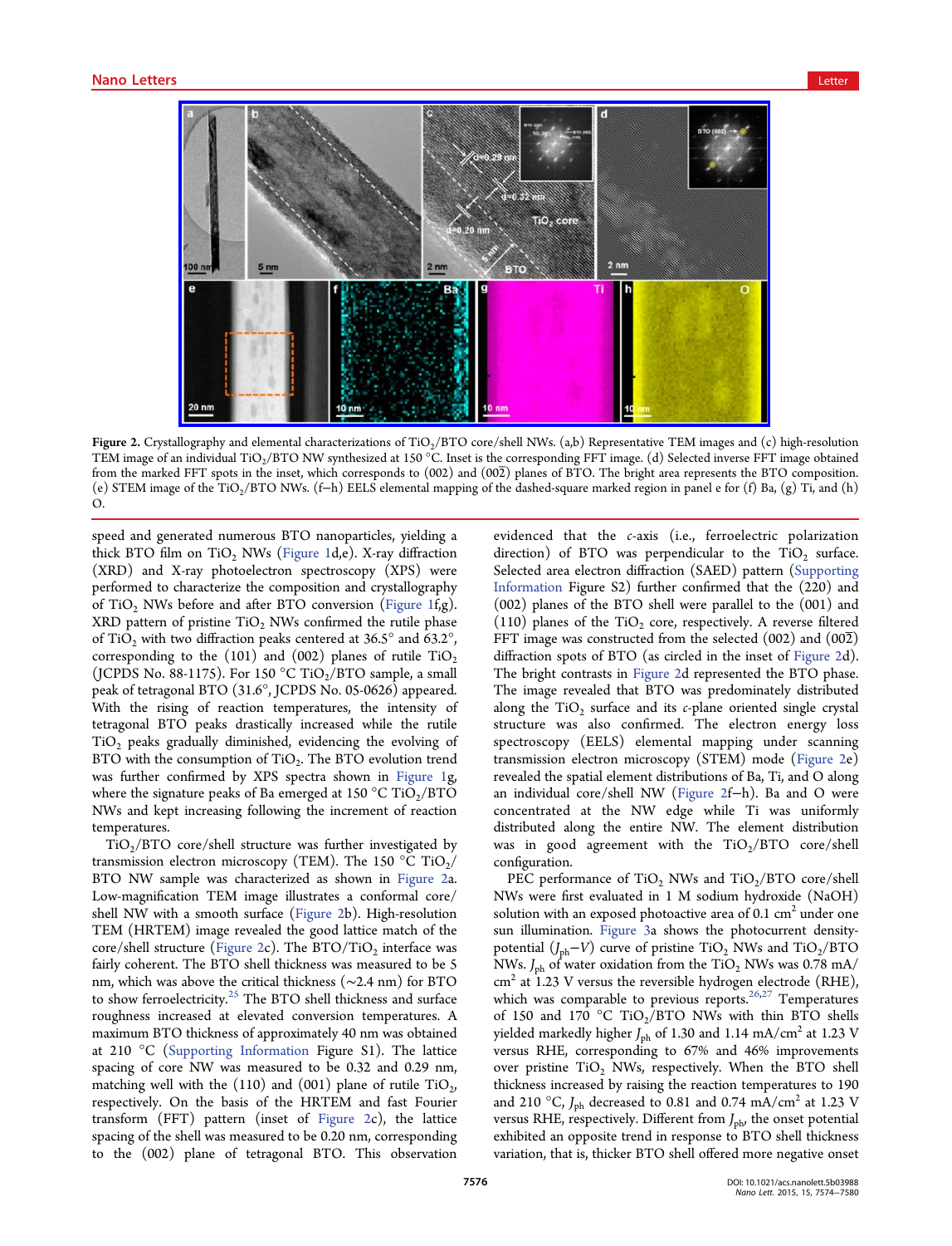**Figure 2.** Crystallography and elemental characterizations of $TiO_2$/BTO core/shell NWs. (a,b) Representative TEM images and (c) high-resolution TEM image of an individual $TiO_2$/BTO NW synthesized at 150 °C. Inset is the corresponding FFT image. (d) Selected inverse FFT image obtained from the marked FFT spots in the inset, which corresponds to (002) and (00$\bar{2}$) planes of BTO. The bright area represents the BTO composition. (e) STEM image of the $TiO_2$/BTO NWs. (f–h) EELS elemental mapping of the dashed-square marked region in panel e for (f) Ba, (g) Ti, and (h) O.

speed and generated numerous BTO nanoparticles, yielding a thick BTO film on $TiO_2$ NWs (Figure 1d,e). X-ray diffraction (XRD) and X-ray photoelectron spectroscopy (XPS) were performed to characterize the composition and crystallography of $TiO_2$ NWs before and after BTO conversion (Figure 1f,g). XRD pattern of pristine $TiO_2$ NWs confirmed the rutile phase of $TiO_2$ with two diffraction peaks centered at 36.5° and 63.2°, corresponding to the (101) and (002) planes of rutile $TiO_2$ (JCPDS No. 88-1175). For 150 °C $TiO_2$/BTO sample, a small peak of tetragonal BTO (31.6°, JCPDS No. 05-0626) appeared. With the rising of reaction temperatures, the intensity of tetragonal BTO peaks drastically increased while the rutile $TiO_2$ peaks gradually diminished, evidencing the evolving of BTO with the consumption of $TiO_2$. The BTO evolution trend was further confirmed by XPS spectra shown in Figure 1g, where the signature peaks of Ba emerged at 150 °C $TiO_2$/BTO NWs and kept increasing following the increment of reaction temperatures.

$TiO_2$/BTO core/shell structure was further investigated by transmission electron microscopy (TEM). The 150 °C $TiO_2$/BTO NW sample was characterized as shown in Figure 2a. Low-magnification TEM image illustrates a conformal core/shell NW with a smooth surface (Figure 2b). High-resolution TEM (HRTEM) image revealed the good lattice match of the core/shell structure (Figure 2c). The BTO/$TiO_2$ interface was fairly coherent. The BTO shell thickness was measured to be 5 nm, which was above the critical thickness (~2.4 nm) for BTO to show ferroelectricity.[25] The BTO shell thickness and surface roughness increased at elevated conversion temperatures. A maximum BTO thickness of approximately 40 nm was obtained at 210 °C (Supporting Information Figure S1). The lattice spacing of core NW was measured to be 0.32 and 0.29 nm, matching well with the (110) and (001) plane of rutile $TiO_2$, respectively. On the basis of the HRTEM and fast Fourier transform (FFT) pattern (inset of Figure 2c), the lattice spacing of the shell was measured to be 0.20 nm, corresponding to the (002) plane of tetragonal BTO. This observation evidenced that the *c*-axis (i.e., ferroelectric polarization direction) of BTO was perpendicular to the $TiO_2$ surface. Selected area electron diffraction (SAED) pattern (Supporting Information Figure S2) further confirmed that the (220) and (002) planes of the BTO shell were parallel to the (001) and (110) planes of the $TiO_2$ core, respectively. A reverse filtered FFT image was constructed from the selected (002) and (00$\bar{2}$) diffraction spots of BTO (as circled in the inset of Figure 2d). The bright contrasts in Figure 2d represented the BTO phase. The image revealed that BTO was predominately distributed along the $TiO_2$ surface and its *c*-plane oriented single crystal structure was also confirmed. The electron energy loss spectroscopy (EELS) elemental mapping under scanning transmission electron microscopy (STEM) mode (Figure 2e) revealed the spatial element distributions of Ba, Ti, and O along an individual core/shell NW (Figure 2f–h). Ba and O were concentrated at the NW edge while Ti was uniformly distributed along the entire NW. The element distribution was in good agreement with the $TiO_2$/BTO core/shell configuration.

PEC performance of $TiO_2$ NWs and $TiO_2$/BTO core/shell NWs were first evaluated in 1 M sodium hydroxide (NaOH) solution with an exposed photoactive area of 0.1 $cm^2$ under one sun illumination. Figure 3a shows the photocurrent density-potential ($J_{ph}$–$V$) curve of pristine $TiO_2$ NWs and $TiO_2$/BTO NWs. $J_{ph}$ of water oxidation from the $TiO_2$ NWs was 0.78 mA/$cm^2$ at 1.23 V versus the reversible hydrogen electrode (RHE), which was comparable to previous reports.[26,27] Temperatures of 150 and 170 °C $TiO_2$/BTO NWs with thin BTO shells yielded markedly higher $J_{ph}$ of 1.30 and 1.14 mA/$cm^2$ at 1.23 V versus RHE, corresponding to 67% and 46% improvements over pristine $TiO_2$ NWs, respectively. When the BTO shell thickness increased by raising the reaction temperatures to 190 and 210 °C, $J_{ph}$ decreased to 0.81 and 0.74 mA/$cm^2$ at 1.23 V versus RHE, respectively. Different from $J_{ph}$, the onset potential exhibited an opposite trend in response to BTO shell thickness variation, that is, thicker BTO shell offered more negative onset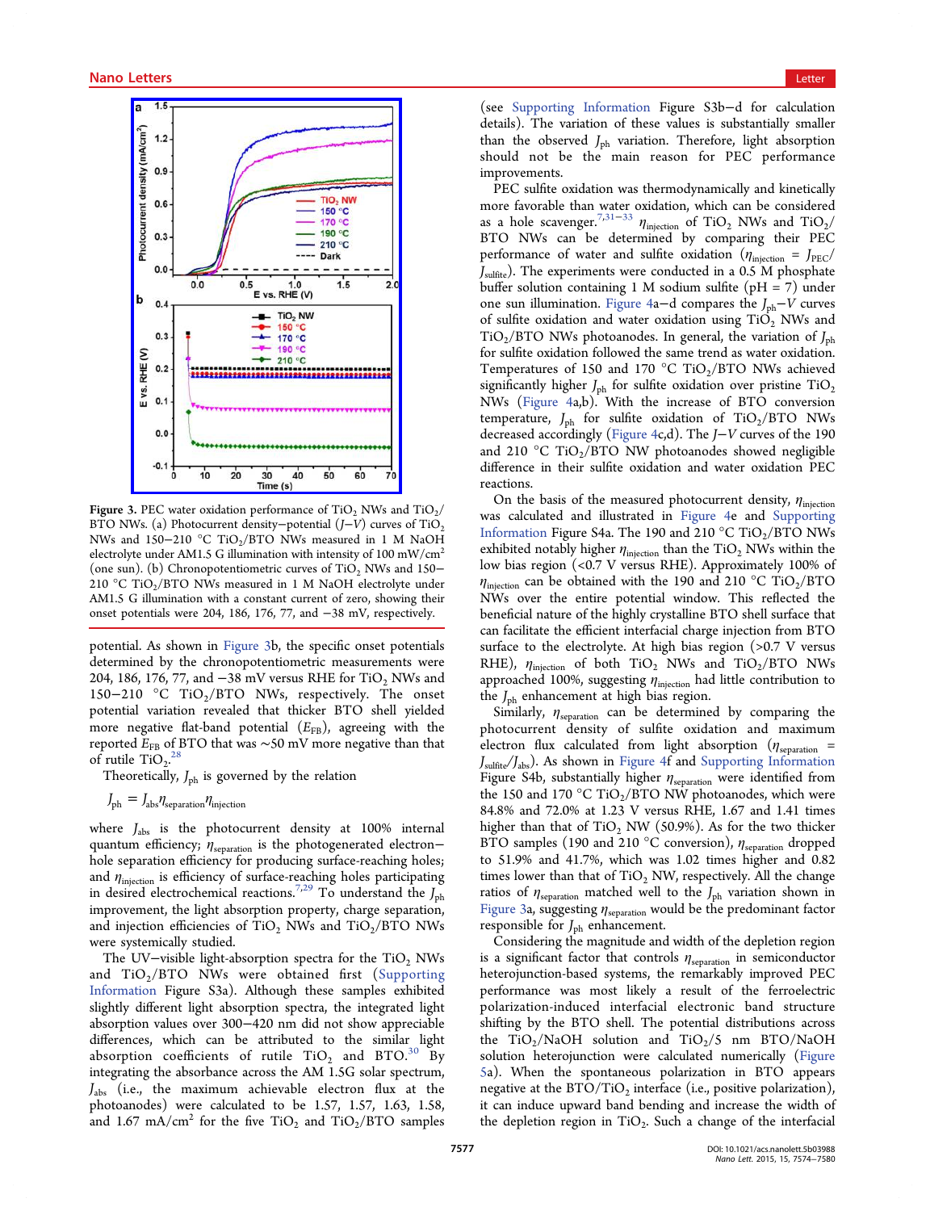**Figure 3.** PEC water oxidation performance of $TiO_2$ NWs and $TiO_2$/BTO NWs. (a) Photocurrent density−potential (*J*−*V*) curves of $TiO_2$ NWs and 150−210 °C $TiO_2$/BTO NWs measured in 1 M NaOH electrolyte under AM1.5 G illumination with intensity of 100 mW/cm$^2$ (one sun). (b) Chronopotentiometric curves of $TiO_2$ NWs and 150−210 °C $TiO_2$/BTO NWs measured in 1 M NaOH electrolyte under AM1.5 G illumination with a constant current of zero, showing their onset potentials were 204, 186, 176, 77, and −38 mV, respectively.

potential. As shown in Figure 3b, the specific onset potentials determined by the chronopotentiometric measurements were 204, 186, 176, 77, and −38 mV versus RHE for $TiO_2$ NWs and 150−210 °C $TiO_2$/BTO NWs, respectively. The onset potential variation revealed that thicker BTO shell yielded more negative flat-band potential ($E_{FB}$), agreeing with the reported $E_{FB}$ of BTO that was ∼50 mV more negative than that of rutile $TiO_2$.[28]

Theoretically, $J_{ph}$ is governed by the relation

$$J_{ph} = J_{abs}\eta_{separation}\eta_{injection}$$

where $J_{abs}$ is the photocurrent density at 100% internal quantum efficiency; $\eta_{separation}$ is the photogenerated electron−hole separation efficiency for producing surface-reaching holes; and $\eta_{injection}$ is efficiency of surface-reaching holes participating in desired electrochemical reactions.[7,29] To understand the $J_{ph}$ improvement, the light absorption property, charge separation, and injection efficiencies of $TiO_2$ NWs and $TiO_2$/BTO NWs were systemically studied.

The UV−visible light-absorption spectra for the $TiO_2$ NWs and $TiO_2$/BTO NWs were obtained first (Supporting Information Figure S3a). Although these samples exhibited slightly different light absorption spectra, the integrated light absorption values over 300−420 nm did not show appreciable differences, which can be attributed to the similar light absorption coefficients of rutile $TiO_2$ and BTO.[30] By integrating the absorbance across the AM 1.5G solar spectrum, $J_{abs}$ (i.e., the maximum achievable electron flux at the photoanodes) were calculated to be 1.57, 1.57, 1.63, 1.58, and 1.67 mA/cm$^2$ for the five $TiO_2$ and $TiO_2$/BTO samples (see Supporting Information Figure S3b−d for calculation details). The variation of these values is substantially smaller than the observed $J_{ph}$ variation. Therefore, light absorption should not be the main reason for PEC performance improvements.

PEC sulfite oxidation was thermodynamically and kinetically more favorable than water oxidation, which can be considered as a hole scavenger.[7,31−33] $\eta_{injection}$ of $TiO_2$ NWs and $TiO_2$/BTO NWs can be determined by comparing their PEC performance of water and sulfite oxidation ($\eta_{injection} = J_{PEC}/J_{sulfite}$). The experiments were conducted in a 0.5 M phosphate buffer solution containing 1 M sodium sulfite (pH = 7) under one sun illumination. Figure 4a−d compares the $J_{ph}$−*V* curves of sulfite oxidation and water oxidation using $TiO_2$ NWs and $TiO_2$/BTO NWs photoanodes. In general, the variation of $J_{ph}$ for sulfite oxidation followed the same trend as water oxidation. Temperatures of 150 and 170 °C $TiO_2$/BTO NWs achieved significantly higher $J_{ph}$ for sulfite oxidation over pristine $TiO_2$ NWs (Figure 4a,b). With the increase of BTO conversion temperature, $J_{ph}$ for sulfite oxidation of $TiO_2$/BTO NWs decreased accordingly (Figure 4c,d). The *J*−*V* curves of the 190 and 210 °C $TiO_2$/BTO NW photoanodes showed negligible difference in their sulfite oxidation and water oxidation PEC reactions.

On the basis of the measured photocurrent density, $\eta_{injection}$ was calculated and illustrated in Figure 4e and Supporting Information Figure S4a. The 190 and 210 °C $TiO_2$/BTO NWs exhibited notably higher $\eta_{injection}$ than the $TiO_2$ NWs within the low bias region (<0.7 V versus RHE). Approximately 100% of $\eta_{injection}$ can be obtained with the 190 and 210 °C $TiO_2$/BTO NWs over the entire potential window. This reflected the beneficial nature of the highly crystalline BTO shell surface that can facilitate the efficient interfacial charge injection from BTO surface to the electrolyte. At high bias region (>0.7 V versus RHE), $\eta_{injection}$ of both $TiO_2$ NWs and $TiO_2$/BTO NWs approached 100%, suggesting $\eta_{injection}$ had little contribution to the $J_{ph}$ enhancement at high bias region.

Similarly, $\eta_{separation}$ can be determined by comparing the photocurrent density of sulfite oxidation and maximum electron flux calculated from light absorption ($\eta_{separation} = J_{sulfite}/J_{abs}$). As shown in Figure 4f and Supporting Information Figure S4b, substantially higher $\eta_{separation}$ were identified from the 150 and 170 °C $TiO_2$/BTO NW photoanodes, which were 84.8% and 72.0% at 1.23 V versus RHE, 1.67 and 1.41 times higher than that of $TiO_2$ NW (50.9%). As for the two thicker BTO samples (190 and 210 °C conversion), $\eta_{separation}$ dropped to 51.9% and 41.7%, which was 1.02 times higher and 0.82 times lower than that of $TiO_2$ NW, respectively. All the change ratios of $\eta_{separation}$ matched well to the $J_{ph}$ variation shown in Figure 3a, suggesting $\eta_{separation}$ would be the predominant factor responsible for $J_{ph}$ enhancement.

Considering the magnitude and width of the depletion region is a significant factor that controls $\eta_{separation}$ in semiconductor heterojunction-based systems, the remarkably improved PEC performance was most likely a result of the ferroelectric polarization-induced interfacial electronic band structure shifting by the BTO shell. The potential distributions across the $TiO_2$/NaOH solution and $TiO_2$/5 nm BTO/NaOH solution heterojunction were calculated numerically (Figure 5a). When the spontaneous polarization in BTO appears negative at the BTO/$TiO_2$ interface (i.e., positive polarization), it can induce upward band bending and increase the width of the depletion region in $TiO_2$. Such a change of the interfacial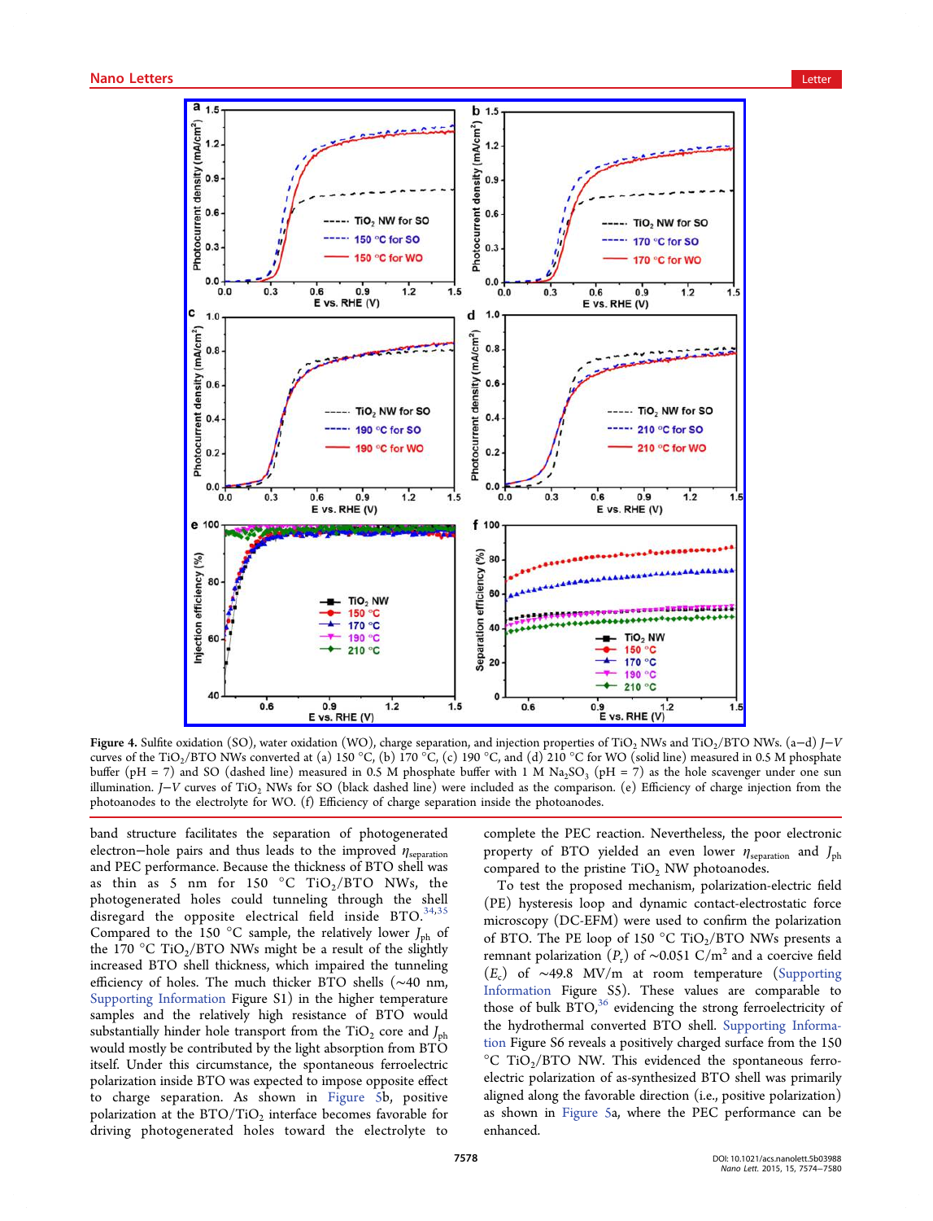**Figure 4.** Sulfite oxidation (SO), water oxidation (WO), charge separation, and injection properties of $TiO_2$ NWs and $TiO_2$/BTO NWs. (a−d) *J*−*V* curves of the $TiO_2$/BTO NWs converted at (a) 150 °C, (b) 170 °C, (c) 190 °C, and (d) 210 °C for WO (solid line) measured in 0.5 M phosphate buffer (pH = 7) and SO (dashed line) measured in 0.5 M phosphate buffer with 1 M $Na_2SO_3$ (pH = 7) as the hole scavenger under one sun illumination. *J*−*V* curves of $TiO_2$ NWs for SO (black dashed line) were included as the comparison. (e) Efficiency of charge injection from the photoanodes to the electrolyte for WO. (f) Efficiency of charge separation inside the photoanodes.

band structure facilitates the separation of photogenerated electron−hole pairs and thus leads to the improved $\eta_{separation}$ and PEC performance. Because the thickness of BTO shell was as thin as 5 nm for 150 °C $TiO_2$/BTO NWs, the photogenerated holes could tunneling through the shell disregard the opposite electrical field inside BTO.[34,35] Compared to the 150 °C sample, the relatively lower $J_{ph}$ of the 170 °C $TiO_2$/BTO NWs might be a result of the slightly increased BTO shell thickness, which impaired the tunneling efficiency of holes. The much thicker BTO shells (∼40 nm, Supporting Information Figure S1) in the higher temperature samples and the relatively high resistance of BTO would substantially hinder hole transport from the $TiO_2$ core and $J_{ph}$ would mostly be contributed by the light absorption from BTO itself. Under this circumstance, the spontaneous ferroelectric polarization inside BTO was expected to impose opposite effect to charge separation. As shown in Figure 5b, positive polarization at the BTO/$TiO_2$ interface becomes favorable for driving photogenerated holes toward the electrolyte to complete the PEC reaction. Nevertheless, the poor electronic property of BTO yielded an even lower $\eta_{separation}$ and $J_{ph}$ compared to the pristine $TiO_2$ NW photoanodes.

To test the proposed mechanism, polarization-electric field (PE) hysteresis loop and dynamic contact-electrostatic force microscopy (DC-EFM) were used to confirm the polarization of BTO. The PE loop of 150 °C $TiO_2$/BTO NWs presents a remnant polarization ($P_r$) of ∼0.051 C/m$^2$ and a coercive field ($E_c$) of ∼49.8 MV/m at room temperature (Supporting Information Figure S5). These values are comparable to those of bulk BTO,[36] evidencing the strong ferroelectricity of the hydrothermal converted BTO shell. Supporting Information Figure S6 reveals a positively charged surface from the 150 °C $TiO_2$/BTO NW. This evidenced the spontaneous ferroelectric polarization of as-synthesized BTO shell was primarily aligned along the favorable direction (i.e., positive polarization) as shown in Figure 5a, where the PEC performance can be enhanced.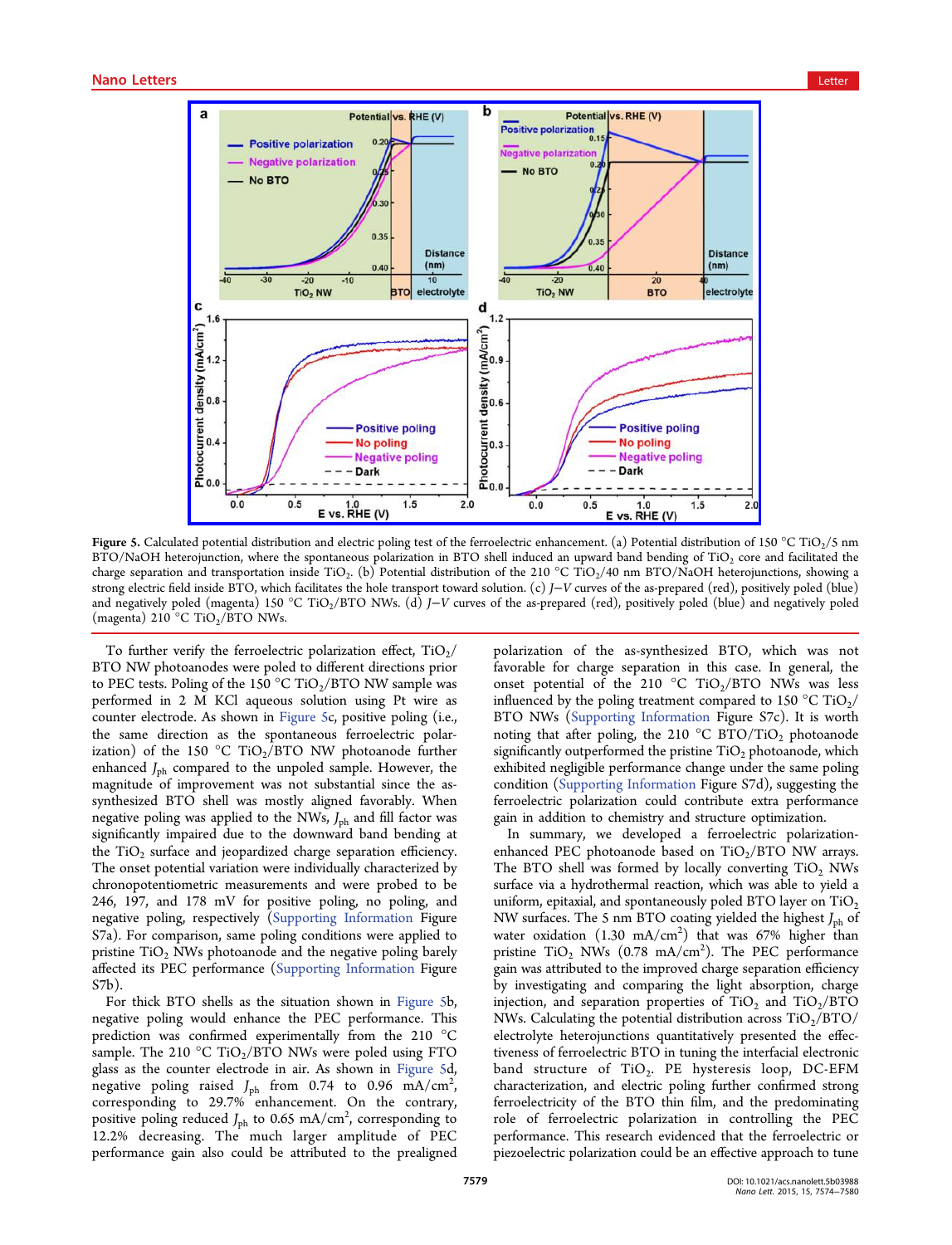**Figure 5.** Calculated potential distribution and electric poling test of the ferroelectric enhancement. (a) Potential distribution of 150 °C $TiO_2$/5 nm BTO/NaOH heterojunction, where the spontaneous polarization in BTO shell induced an upward band bending of $TiO_2$ core and facilitated the charge separation and transportation inside $TiO_2$. (b) Potential distribution of the 210 °C $TiO_2$/40 nm BTO/NaOH heterojunctions, showing a strong electric field inside BTO, which facilitates the hole transport toward solution. (c) *J*–*V* curves of the as-prepared (red), positively poled (blue) and negatively poled (magenta) 150 °C $TiO_2$/BTO NWs. (d) *J*–*V* curves of the as-prepared (red), positively poled (blue) and negatively poled (magenta) 210 °C $TiO_2$/BTO NWs.

To further verify the ferroelectric polarization effect, $TiO_2$/BTO NW photoanodes were poled to different directions prior to PEC tests. Poling of the 150 °C $TiO_2$/BTO NW sample was performed in 2 M KCl aqueous solution using Pt wire as counter electrode. As shown in Figure 5c, positive poling (i.e., the same direction as the spontaneous ferroelectric polarization) of the 150 °C $TiO_2$/BTO NW photoanode further enhanced $J_{ph}$ compared to the unpoled sample. However, the magnitude of improvement was not substantial since the as-synthesized BTO shell was mostly aligned favorably. When negative poling was applied to the NWs, $J_{ph}$ and fill factor was significantly impaired due to the downward band bending at the $TiO_2$ surface and jeopardized charge separation efficiency. The onset potential variation were individually characterized by chronopotentiometric measurements and were probed to be 246, 197, and 178 mV for positive poling, no poling, and negative poling, respectively (Supporting Information Figure S7a). For comparison, same poling conditions were applied to pristine $TiO_2$ NWs photoanode and the negative poling barely affected its PEC performance (Supporting Information Figure S7b).

For thick BTO shells as the situation shown in Figure 5b, negative poling would enhance the PEC performance. This prediction was confirmed experimentally from the 210 °C sample. The 210 °C $TiO_2$/BTO NWs were poled using FTO glass as the counter electrode in air. As shown in Figure 5d, negative poling raised $J_{ph}$ from 0.74 to 0.96 mA/cm$^2$, corresponding to 29.7% enhancement. On the contrary, positive poling reduced $J_{ph}$ to 0.65 mA/cm$^2$, corresponding to 12.2% decreasing. The much larger amplitude of PEC performance gain also could be attributed to the prealigned polarization of the as-synthesized BTO, which was not favorable for charge separation in this case. In general, the onset potential of the 210 °C $TiO_2$/BTO NWs was less influenced by the poling treatment compared to 150 °C $TiO_2$/BTO NWs (Supporting Information Figure S7c). It is worth noting that after poling, the 210 °C BTO/$TiO_2$ photoanode significantly outperformed the pristine $TiO_2$ photoanode, which exhibited negligible performance change under the same poling condition (Supporting Information Figure S7d), suggesting the ferroelectric polarization could contribute extra performance gain in addition to structure optimization.

In summary, we developed a ferroelectric polarization-enhanced PEC photoanode based on $TiO_2$/BTO NW arrays. The BTO shell was formed by locally converting $TiO_2$ NWs surface via a hydrothermal reaction, which was able to yield a uniform, epitaxial, and spontaneously poled BTO layer on $TiO_2$ NW surfaces. The 5 nm BTO coating yielded the highest $J_{ph}$ of water oxidation (1.30 mA/cm$^2$) that was 67% higher than pristine $TiO_2$ NWs (0.78 mA/cm$^2$). The PEC performance gain was attributed to the improved charge separation efficiency by investigating and comparing the light absorption, charge injection, and separation properties of $TiO_2$ and $TiO_2$/BTO NWs. Calculating the potential distribution across $TiO_2$/BTO/electrolyte heterojunctions quantitatively presented the effectiveness of ferroelectric BTO in tuning the interfacial electronic band structure of $TiO_2$. PE hysteresis loop, DC-EFM characterization, and electric poling further confirmed strong ferroelectricity of the BTO thin film, and the predominating role of ferroelectric polarization in controlling the PEC performance. This research evidenced that the ferroelectric or piezoelectric polarization could be an effective approach to tune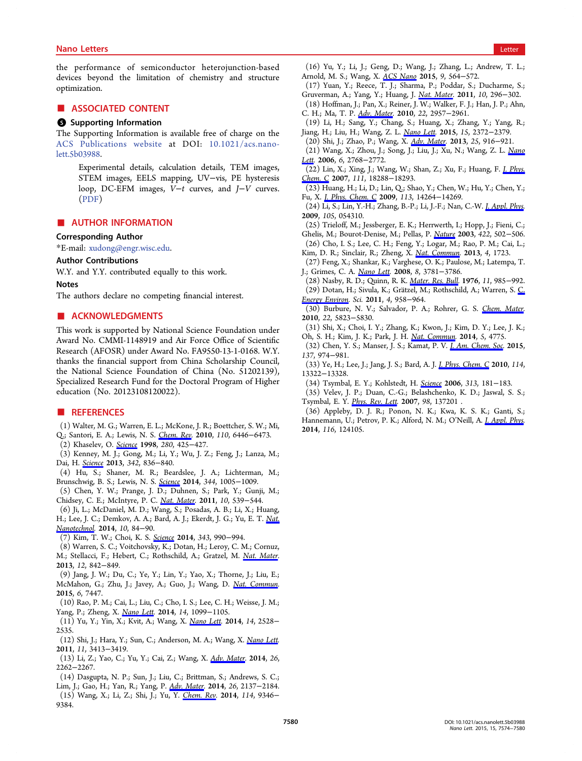the performance of semiconductor heterojunction-based devices beyond the limitation of chemistry and structure optimization.

## ■ ASSOCIATED CONTENT

### Supporting Information

The Supporting Information is available free of charge on the ACS Publications website at DOI: 10.1021/acs.nanolett.5b03988.

> Experimental details, calculation details, TEM images, STEM images, EELS mapping, UV–vis, PE hysteresis loop, DC-EFM images, $V$–$t$ curves, and $J$–$V$ curves. (PDF)

## ■ AUTHOR INFORMATION

### Corresponding Author

*E-mail: xudong@engr.wisc.edu.

### Author Contributions

W.Y. and Y.Y. contributed equally to this work.

### Notes

The authors declare no competing financial interest.

## ■ ACKNOWLEDGMENTS

This work is supported by National Science Foundation under Award No. CMMI-1148919 and Air Force Office of Scientific Research (AFOSR) under Award No. FA9550-13-1-0168. W.Y. thanks the financial support from China Scholarship Council, the National Science Foundation of China (No. 51202139), Specialized Research Fund for the Doctoral Program of Higher education (No. 20123108120022).

## ■ REFERENCES

(1) Walter, M. G.; Warren, E. L.; McKone, J. R.; Boettcher, S. W.; Mi, Q.; Santori, E. A.; Lewis, N. S. *Chem. Rev.* **2010**, *110*, 6446–6473.

(2) Khaselev, O. *Science* **1998**, *280*, 425–427.

(3) Kenney, M. J.; Gong, M.; Li, Y.; Wu, J. Z.; Feng, J.; Lanza, M.; Dai, H. *Science* **2013**, *342*, 836–840.

(4) Hu, S.; Shaner, M. R.; Beardslee, J. A.; Lichterman, M.; Brunschwig, B. S.; Lewis, N. S. *Science* **2014**, *344*, 1005–1009.

(5) Chen, Y. W.; Prange, J. D.; Duhnen, S.; Park, Y.; Gunji, M.; Chidsey, C. E.; McIntyre, P. C. *Nat. Mater.* **2011**, *10*, 539–544.

(6) Ji, L.; McDaniel, M. D.; Wang, S.; Posadas, A. B.; Li, X.; Huang, H.; Lee, J. C.; Demkov, A. A.; Bard, A. J.; Ekerdt, J. G.; Yu, E. T. *Nat. Nanotechnol.* **2014**, *10*, 84–90.

(7) Kim, T. W.; Choi, K. S. *Science* **2014**, *343*, 990–994.

(8) Warren, S. C.; Voitchovsky, K.; Dotan, H.; Leroy, C. M.; Cornuz, M.; Stellacci, F.; Hebert, C.; Rothschild, A.; Gratzel, M. *Nat. Mater.* **2013**, *12*, 842–849.

(9) Jang, J. W.; Du, C.; Ye, Y.; Lin, Y.; Yao, X.; Thorne, J.; Liu, E.; McMahon, G.; Zhu, J.; Javey, A.; Guo, J.; Wang, D. *Nat. Commun.* **2015**, *6*, 7447.

(10) Rao, P. M.; Cai, L.; Liu, C.; Cho, I. S.; Lee, C. H.; Weisse, J. M.; Yang, P.; Zheng, X. *Nano Lett.* **2014**, *14*, 1099–1105.

(11) Yu, Y.; Yin, X.; Kvit, A.; Wang, X. *Nano Lett.* **2014**, *14*, 2528–2535.

(12) Shi, J.; Hara, Y.; Sun, C.; Anderson, M. A.; Wang, X. *Nano Lett.* **2011**, *11*, 3413–3419.

(13) Li, Z.; Yao, C.; Yu, Y.; Cai, Z.; Wang, X. *Adv. Mater.* **2014**, *26*, 2262–2267.

(14) Dasgupta, N. P.; Sun, J.; Liu, C.; Brittman, S.; Andrews, S. C.; Lim, J.; Gao, H.; Yan, R.; Yang, P. *Adv. Mater.* **2014**, *26*, 2137–2184.

(15) Wang, X.; Li, Z.; Shi, J.; Yu, Y. *Chem. Rev.* **2014**, *114*, 9346–9384.

(16) Yu, Y.; Li, J.; Geng, D.; Wang, J.; Zhang, L.; Andrew, T. L.; Arnold, M. S.; Wang, X. *ACS Nano* **2015**, *9*, 564–572.

(17) Yuan, Y.; Reece, T. J.; Sharma, P.; Poddar, S.; Ducharme, S.; Gruverman, A.; Yang, Y.; Huang, J. *Nat. Mater.* **2011**, *10*, 296–302.

(18) Hoffman, J.; Pan, X.; Reiner, J. W.; Walker, F. J.; Han, J. P.; Ahn, C. H.; Ma, T. P. *Adv. Mater.* **2010**, *22*, 2957–2961.

(19) Li, H.; Sang, Y.; Chang, S.; Huang, X.; Zhang, Y.; Yang, R.; Jiang, H.; Liu, H.; Wang, Z. L. *Nano Lett.* **2015**, *15*, 2372–2379.

(20) Shi, J.; Zhao, P.; Wang, X. *Adv. Mater.* **2013**, *25*, 916–921.

(21) Wang, X.; Zhou, J.; Song, J.; Liu, J.; Xu, N.; Wang, Z. L. *Nano Lett.* **2006**, *6*, 2768–2772.

(22) Lin, X.; Xing, J.; Wang, W.; Shan, Z.; Xu, F.; Huang, F. *J. Phys. Chem. C* **2007**, *111*, 18288–18293.

(23) Huang, H.; Li, D.; Lin, Q.; Shao, Y.; Chen, W.; Hu, Y.; Chen, Y.; Fu, X. *J. Phys. Chem. C* **2009**, *113*, 14264–14269.

(24) Li, S.; Lin, Y.-H.; Zhang, B.-P.; Li, J.-F.; Nan, C.-W. *J. Appl. Phys.* **2009**, *105*, 054310.

(25) Trieloff, M.; Jessberger, E. K.; Herrwerth, I.; Hopp, J.; Fieni, C.; Ghelis, M.; Bourot-Denise, M.; Pellas, P. *Nature* **2003**, *422*, 502–506.

(26) Cho, I. S.; Lee, C. H.; Feng, Y.; Logar, M.; Rao, P. M.; Cai, L.; Kim, D. R.; Sinclair, R.; Zheng, X. *Nat. Commun.* **2013**, *4*, 1723.

(27) Feng, X.; Shankar, K.; Varghese, O. K.; Paulose, M.; Latempa, T. J.; Grimes, C. A. *Nano Lett.* **2008**, *8*, 3781–3786.

(28) Nasby, R. D.; Quinn, R. K. *Mater. Res. Bull.* **1976**, *11*, 985–992.

(29) Dotan, H.; Sivula, K.; Grätzel, M.; Rothschild, A.; Warren, S. C. *Energy Environ. Sci.* **2011**, *4*, 958–964.

(30) Burbure, N. V.; Salvador, P. A.; Rohrer, G. S. *Chem. Mater.* **2010**, *22*, 5823–5830.

(31) Shi, X.; Choi, I. Y.; Zhang, K.; Kwon, J.; Kim, D. Y.; Lee, J. K.; Oh, S. H.; Kim, J. K.; Park, J. H. *Nat. Commun.* **2014**, *5*, 4775.

(32) Chen, Y. S.; Manser, J. S.; Kamat, P. V. *J. Am. Chem. Soc.* **2015**, *137*, 974–981.

(33) Ye, H.; Lee, J.; Jang, J. S.; Bard, A. J. *J. Phys. Chem. C* **2010**, *114*, 13322–13328.

(34) Tsymbal, E. Y.; Kohlstedt, H. *Science* **2006**, *313*, 181–183.

(35) Velev, J. P.; Duan, C.-G.; Belashchenko, K. D.; Jaswal, S. S.; Tsymbal, E. Y. *Phys. Rev. Lett.* **2007**, *98*, 137201 .

(36) Appleby, D. J. R.; Ponon, N. K.; Kwa, K. S. K.; Ganti, S.; Hannemann, U.; Petrov, P. K.; Alford, N. M.; O'Neill, A. *J. Appl. Phys.* **2014**, *116*, 124105.